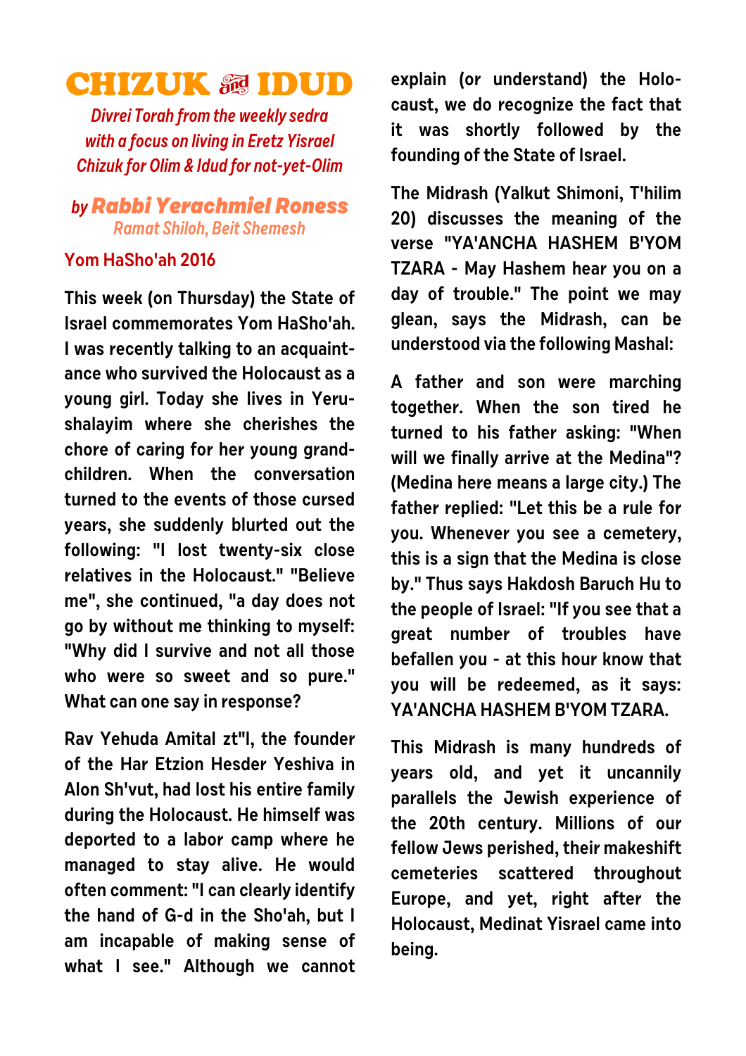# CHIZUK & IDUD

*Divrei Torah from the weekly sedra with a focus on living in Eretz Yisrael Chizuk for Olim & Idud for not-yet-Olim*

## by Rabbi Yerachmiel Roness

*Ramat Shiloh, Beit Shemesh*

### Yom HaSho'ah 2016

**This week (on Thursday) the State of Israel commemorates Yom HaSho'ah. I was recently talking to an acquaintance who survived the Holocaust as a young girl. Today she lives in Yerushalayim where she cherishes the chore of caring for her young grandchildren. When the conversation turned to the events of those cursed years, she suddenly blurted out the following: "I lost twenty-six close relatives in the Holocaust." "Believe me", she continued, "a day does not go by without me thinking to myself: "Why did I survive and not all those who were so sweet and so pure." What can one say in response?**

**Rav Yehuda Amital zt"l, the founder of the Har Etzion Hesder Yeshiva in Alon Sh'vut, had lost his entire family during the Holocaust. He himself was deported to a labor camp where he managed to stay alive. He would often comment: "I can clearly identify the hand of G-d in the Sho'ah, but I am incapable of making sense of what I see." Although we cannot explain (or understand) the Holocaust, we do recognize the fact that it was shortly followed by the founding of the State of Israel.**

**The Midrash (Yalkut Shimoni, T'hilim 20) discusses the meaning of the verse "YA'ANCHA HASHEM B'YOM TZARA - May Hashem hear you on a day of trouble." The point we may glean, says the Midrash, can be understood via the following Mashal:**

**A father and son were marching together. When the son tired he turned to his father asking: "When will we finally arrive at the Medina"? (Medina here means a large city.) The father replied: "Let this be a rule for you. Whenever you see a cemetery, this is a sign that the Medina is close by." Thus says Hakdosh Baruch Hu to the people of Israel: "If you see that a great number of troubles have befallen you - at this hour know that you will be redeemed, as it says: YA'ANCHA HASHEM B'YOM TZARA.**

**This Midrash is many hundreds of years old, and yet it uncannily parallels the Jewish experience of the 20th century. Millions of our fellow Jews perished, their makeshift cemeteries scattered throughout Europe, and yet, right after the Holocaust, Medinat Yisrael came into being.**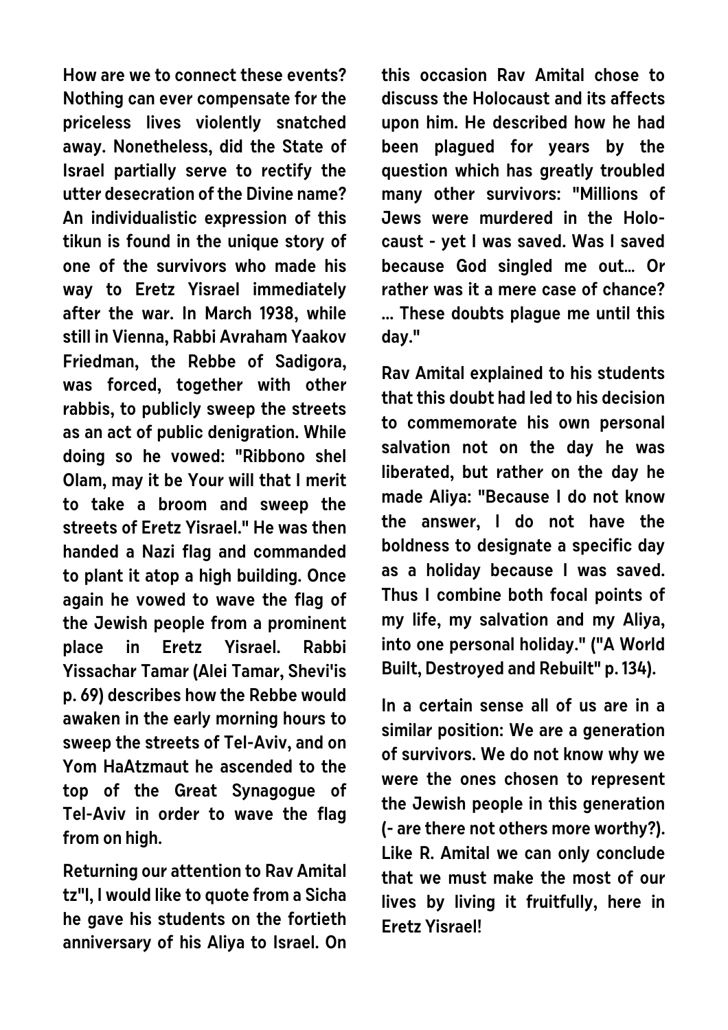How are we to connect these events? Nothing can ever compensate for the priceless lives violently snatched away. Nonetheless, did the State of Israel partially serve to rectify the utter desecration of the Divine name? An individualistic expression of this tikun is found in the unique story of one of the survivors who made his way to Eretz Yisrael immediately after the war. In March 1938, while still in Vienna, Rabbi Avraham Yaakov Friedman, the Rebbe of Sadigora, was forced, together with other rabbis, to publicly sweep the streets as an act of public denigration. While doing so he vowed: "Ribbono shel Olam, may it be Your will that I merit to take a broom and sweep the streets of Eretz Yisrael." He was then handed a Nazi flag and commanded to plant it atop a high building. Once again he vowed to wave the flag of the Jewish people from a prominent place in Eretz Yisrael. Rabbi Yissachar Tamar (Alei Tamar, Shevi'is p. 69) describes how the Rebbe would awaken in the early morning hours to sweep the streets of Tel-Aviv, and on Yom HaAtzmaut he ascended to the top of the Great Synagogue of Tel-Aviv in order to wave the flag from on high.

Returning our attention to Rav Amital tz"l, I would like to quote from a Sicha he gave his students on the fortieth anniversary of his Aliya to Israel. On this occasion Rav Amital chose to discuss the Holocaust and its affects upon him. He described how he had been plagued for years by the question which has greatly troubled many other survivors: "Millions of Jews were murdered in the Holocaust - yet I was saved. Was I saved because God singled me out... Or rather was it a mere case of chance? ... These doubts plague me until this day."

Rav Amital explained to his students that this doubt had led to his decision to commemorate his own personal salvation not on the day he was liberated, but rather on the day he made Aliya: "Because I do not know the answer, I do not have the boldness to designate a specific day as a holiday because I was saved. Thus I combine both focal points of my life, my salvation and my Aliya, into one personal holiday." ("A World Built, Destroyed and Rebuilt" p. 134).

In a certain sense all of us are in a similar position: We are a generation of survivors. We do not know why we were the ones chosen to represent the Jewish people in this generation (- are there not others more worthy?). Like R. Amital we can only conclude that we must make the most of our lives by living it fruitfully, here in Eretz Yisrael!